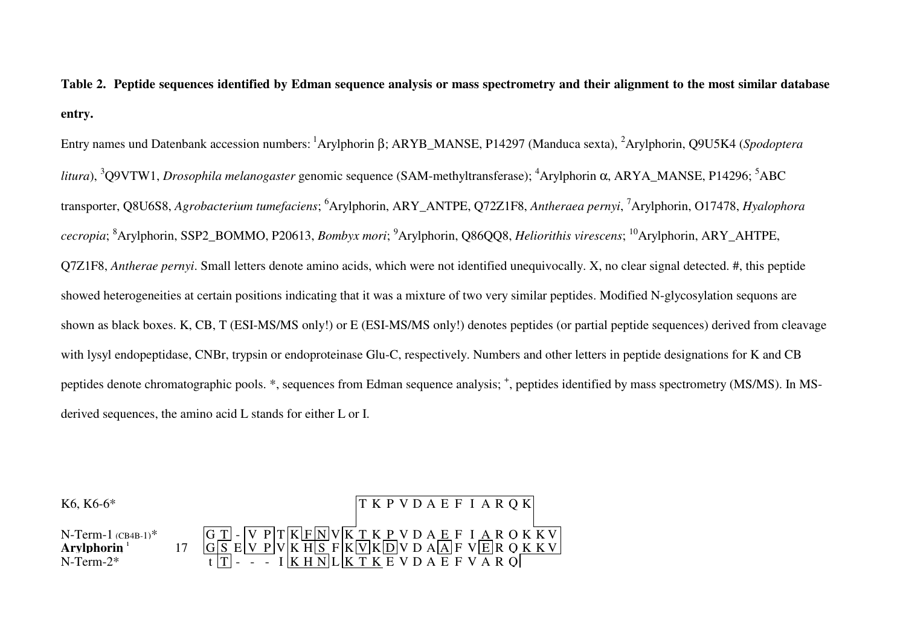**Table 2. Peptide sequences identified by Edman sequence analysis or mass spectrometry and their alignment to the most similar database entry.**

Entry names und Datenbank accession numbers: [1]Arylphorin β; ARYB_MANSE, P14297 (Manduca sexta), [2]Arylphorin, Q9U5K4 (*Spodoptera litura*), [3]Q9VTW1, *Drosophila melanogaster* genomic sequence (SAM-methyltransferase); [4]Arylphorin α, ARYA_MANSE, P14296; [5]ABC transporter, Q8U6S8, *Agrobacterium tumefaciens*; [6]Arylphorin, ARY_ANTPE, Q72Z1F8, *Antheraea pernyi*, [7]Arylphorin, O17478, *Hyalophora cecropia*; [8]Arylphorin, SSP2_BOMMO, P20613, *Bombyx mori*; [9]Arylphorin, Q86QQ8, *Heliorithis virescens*; [10]Arylphorin, ARY_AHTPE, Q7Z1F8, *Antherae pernyi*. Small letters denote amino acids, which were not identified unequivocally. X, no clear signal detected. #, this peptide showed heterogeneities at certain positions indicating that it was a mixture of two very similar peptides. Modified N-glycosylation sequons are shown as black boxes. K, CB, T (ESI-MS/MS only!) or E (ESI-MS/MS only!) denotes peptides (or partial peptide sequences) derived from cleavage with lysyl endopeptidase, CNBr, trypsin or endoproteinase Glu-C, respectively. Numbers and other letters in peptide designations for K and CB peptides denote chromatographic pools. *, sequences from Edman sequence analysis; [+], peptides identified by mass spectrometry (MS/MS). In MS-derived sequences, the amino acid L stands for either L or I.

```
K6, K6-6*                                    T K P V D A E F I A R Q K
N-Term-1 (CB4B-1)*       G T - V P T K F N V K T K P V D A E F I A R Q K K V
Arylphorin [1]      17   G S E V P V K H S F K V K D V D A A F V E R Q K K V
N-Term-2*                t T - - - I K H N L K T K E V D A E F V A R Q
```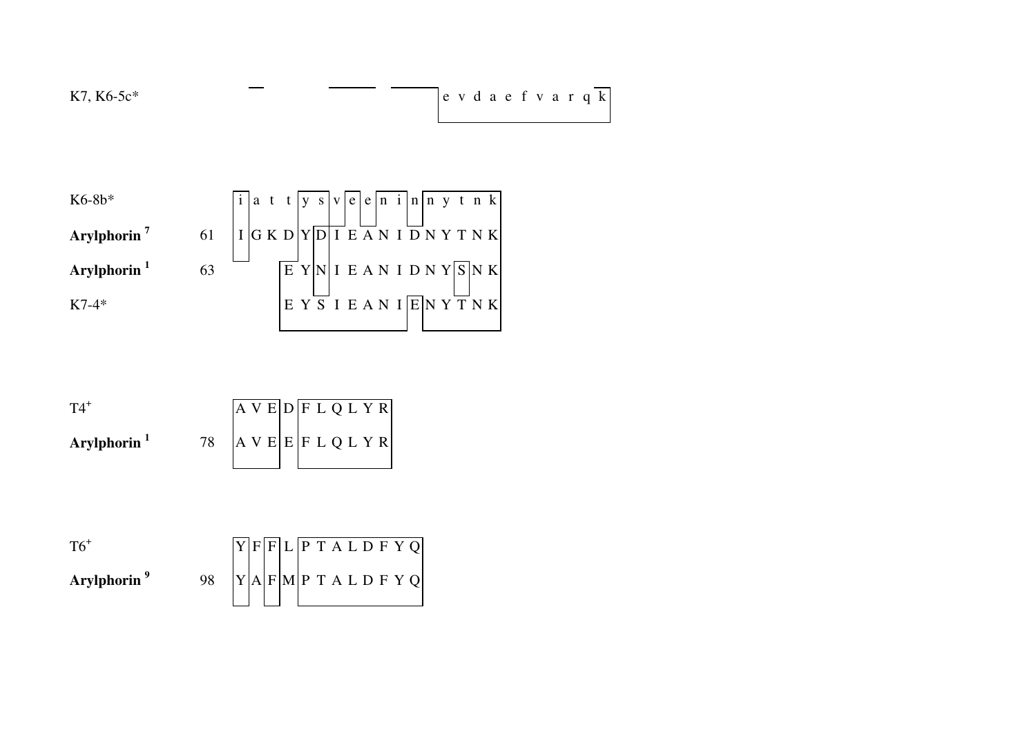```
K7, K6-5c*                              e v d a e f v a r q k

K6-8b*                i a t t y s v e e n i n n y t n k
Arylphorin [7]    61  I G K D Y D I E A N I D N Y T N K
Arylphorin [1]    63        E Y N I E A N I D N Y S N K
K7-4*                       E Y S I E A N I E N Y T N K

T4[+]                 A V E D F L Q L Y R
Arylphorin [1]    78  A V E E F L Q L Y R

T6[+]                 Y F F L P T A L D F Y Q
Arylphorin [9]    98  Y A F M P T A L D F Y Q
```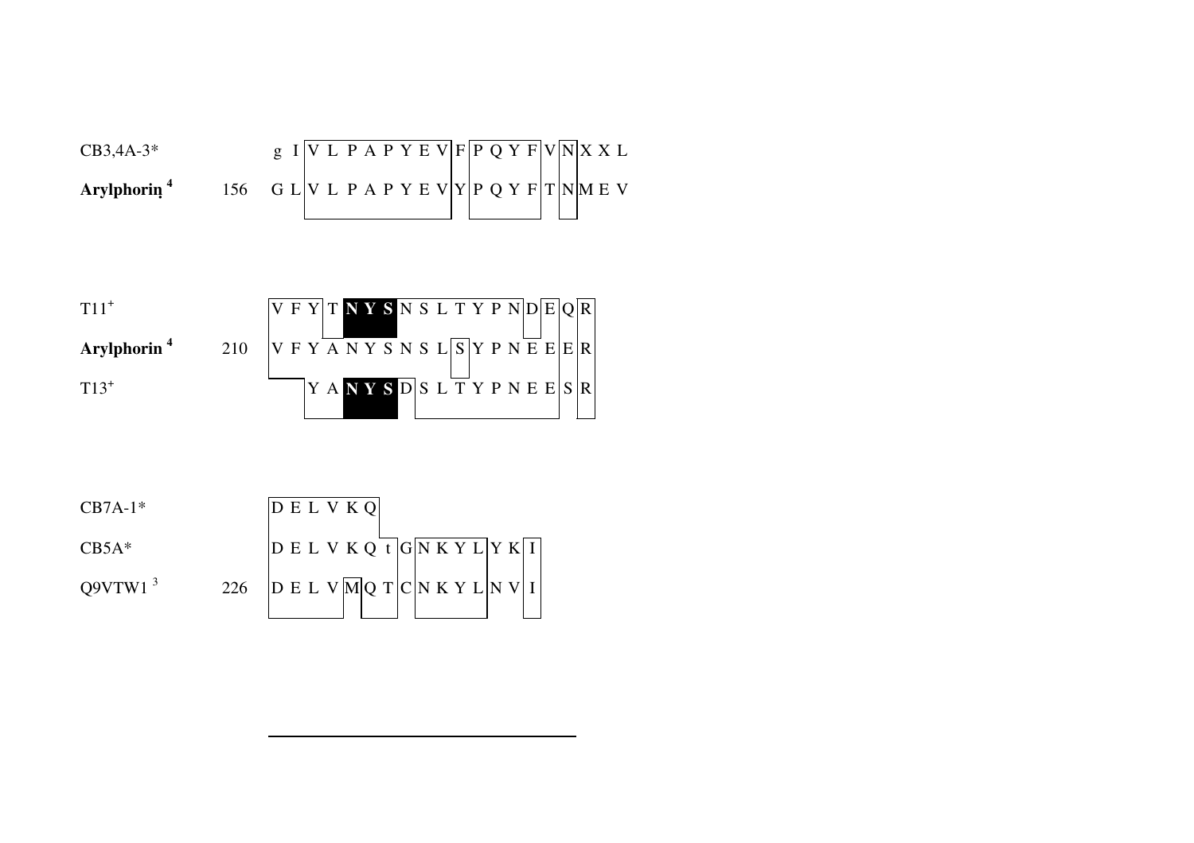| | | |
|---|---|---|
| CB3,4A-3* | | g I V L P A P Y E V F P Q Y F V N X X L |
| **Arylphorin** [4] | 156 | G L V L P A P Y E V Y P Q Y F T N M E V |

| | | |
|---|---|---|
| T11[+] | | V F Y T **N Y S** N S L T Y P N D E Q R |
| **Arylphorin** [4] | 210 | V F Y A N Y S N S L S Y P N E E E R |
| T13[+] | | Y A **N Y S** D S L T Y P N E E S R |

| | | |
|---|---|---|
| CB7A-1* | | D E L V K Q |
| CB5A* | | D E L V K Q t G N K Y L Y K I |
| Q9VTW1 [3] | 226 | D E L V M Q T C N K Y L N V I |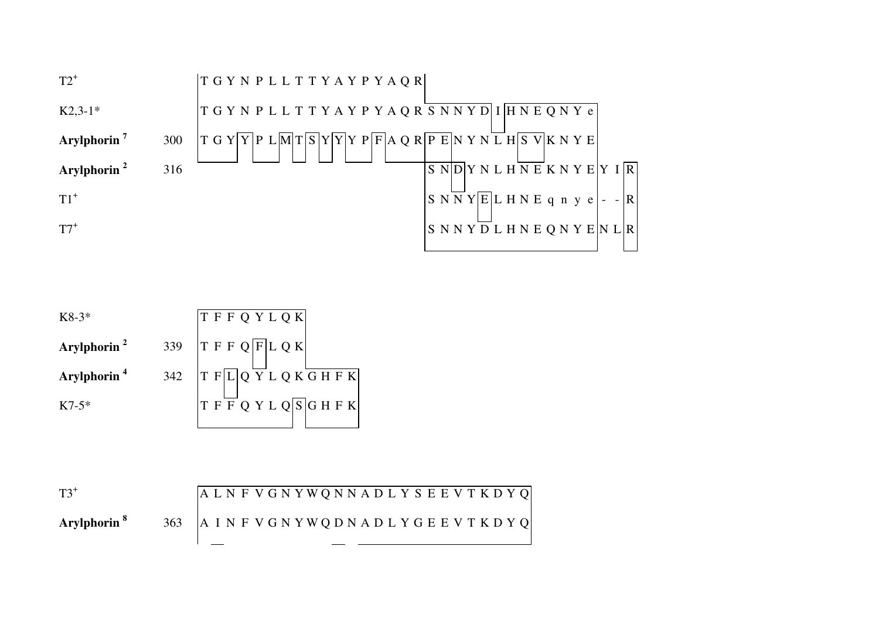```
T2+                    T G Y N P L L T T Y A Y P Y A Q R
K2,3-1*                T G Y N P L L T T Y A Y P Y A Q R S N N Y D I H N E Q N Y e
Arylphorin 7     300   T G Y Y P L M T S Y Y Y P F A Q R P E N Y N L H S V K N Y E
Arylphorin 2     316                                     S N D Y N L H N E K N Y E Y I R
T1+                                                      S N N Y E L H N E q n y e - - R
T7+                                                      S N N Y D L H N E Q N Y E N L R
```

```
K8-3*                  T F F Q Y L Q K
Arylphorin 2     339   T F F Q F L Q K
Arylphorin 4     342   T F L Q Y L Q K G H F K
K7-5*                  T F F Q Y L Q S G H F K
```

```
T3+                    A L N F V G N Y W Q N N A D L Y S E E V T K D Y Q
Arylphorin 8     363   A I N F V G N Y W Q D N A D L Y G E E V T K D Y Q
```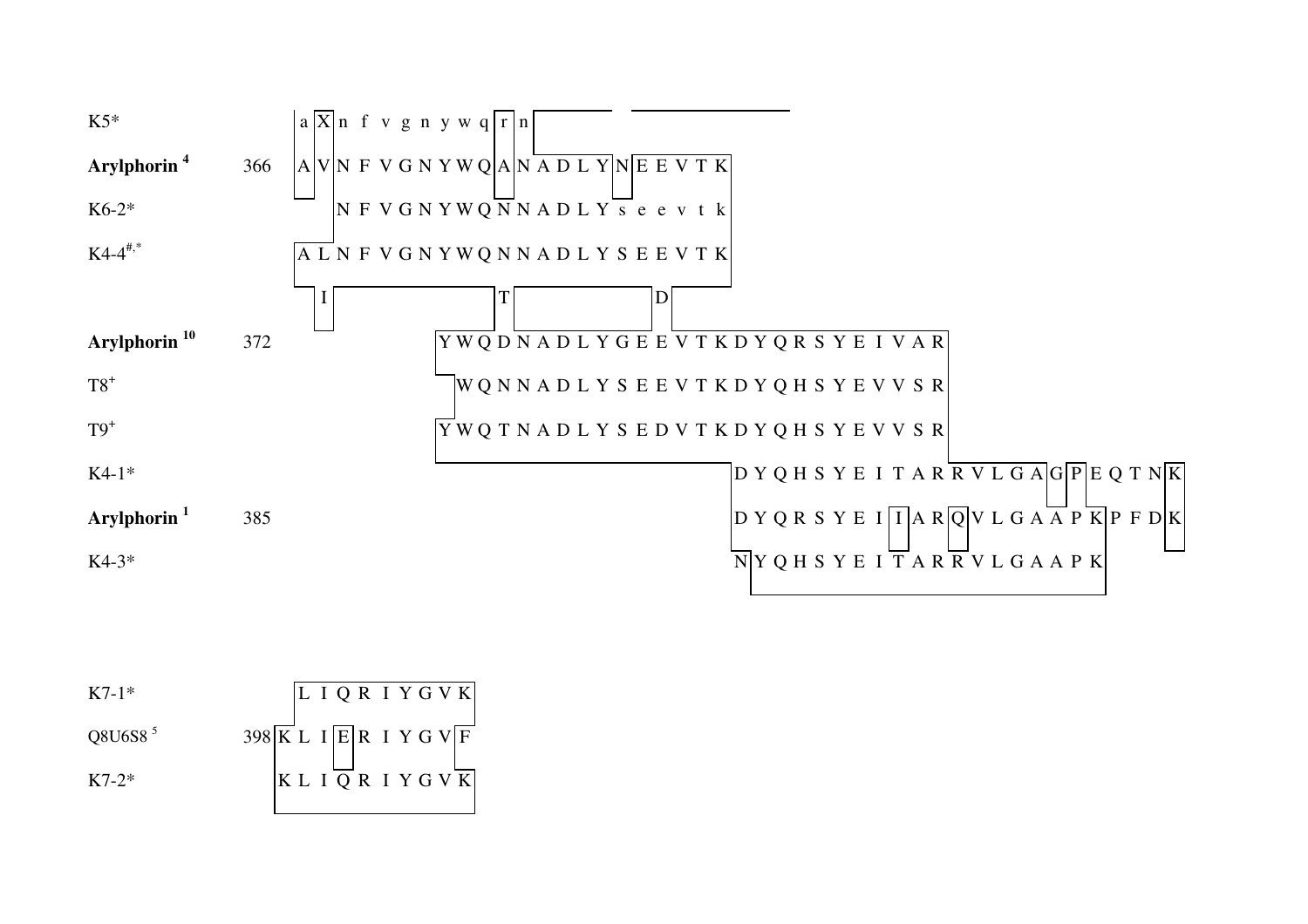```
K5*                        a X n f v g n y w q r n
Arylphorin [4]       366   A V N F V G N Y W Q A N A D L Y N E E V T K
K6-2*                          N F V G N Y W Q N N A D L Y s e e v t k
K4-4[#,*]                  A L N F V G N Y W Q N N A D L Y S E E V T K
                             I                 T               D
Arylphorin [10]      372                   Y W Q D N A D L Y G E E V T K D Y Q R S Y E I V A R
T8[+]                                        W Q N N A D L Y S E E V T K D Y Q H S Y E V V S R
T9[+]                                      Y W Q T N A D L Y S E D V T K D Y Q H S Y E V V S R
K4-1*                                                                D Y Q H S Y E I T A R R V L G A G P E Q T N K
Arylphorin [1]       385                                             D Y Q R S Y E I I A R Q V L G A A P K P F D K
K4-3*                                                                N Y Q H S Y E I T A R R V L G A A P K


K7-1*                        L I Q R I Y G V K
Q8U6S8 [5]           398   K L I E R I Y G V F
K7-2*                      K L I Q R I Y G V K
```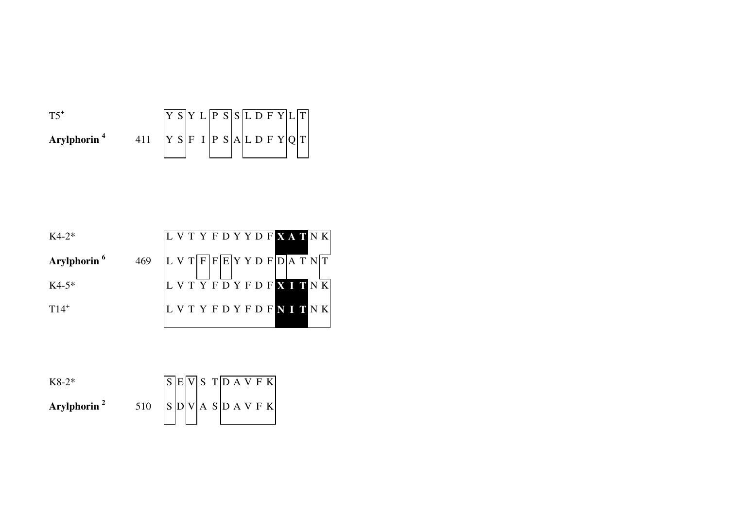| | | |
|---|---|---|
| T5[+] | | Y S Y L P S S L D F Y L T |
| **Arylphorin [4]** | 411 | Y S F I P S A L D F Y Q T |

| | | |
|---|---|---|
| K4-2* | | L V T Y F D Y Y D F **X A T** N K |
| **Arylphorin [6]** | 469 | L V T F F E Y Y D F D A T N T |
| K4-5* | | L V T Y F D Y F D F **X I T** N K |
| T14[+] | | L V T Y F D Y F D F **N I T** N K |

| | | |
|---|---|---|
| K8-2* | | S E V S T D A V F K |
| **Arylphorin [2]** | 510 | S D V A S D A V F K |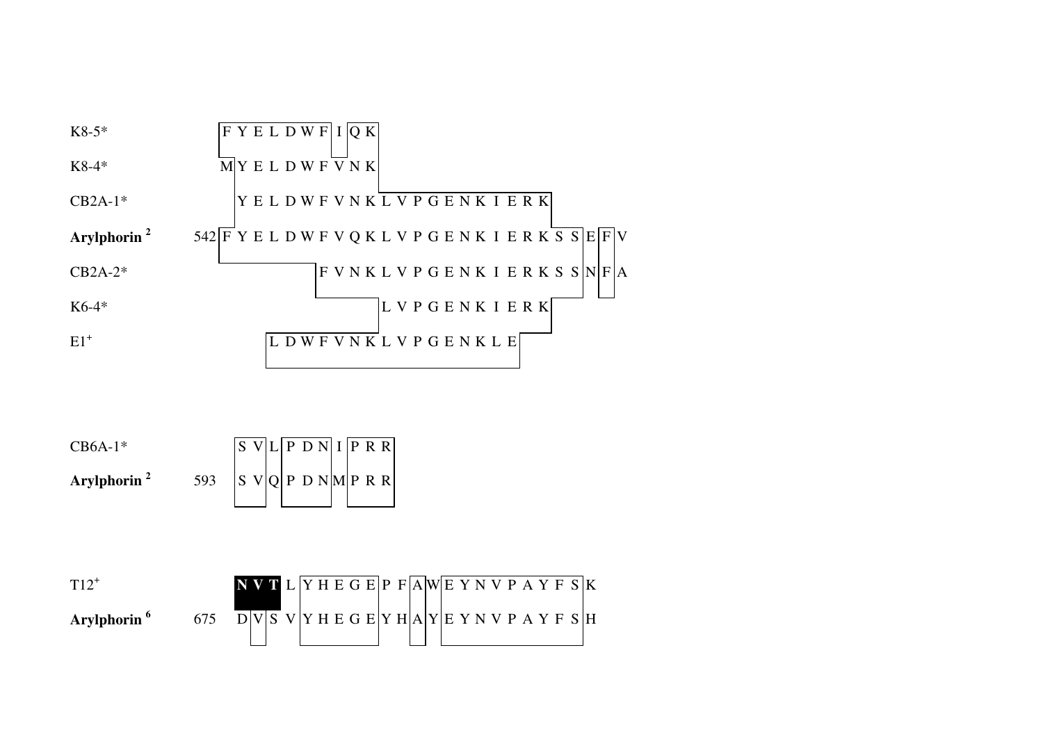```
K8-5*               F Y E L D W F I Q K
K8-4*               M Y E L D W F V N K
CB2A-1*               Y E L D W F V N K L V P G E N K I E R K
Arylphorin 2    542 F Y E L D W F V Q K L V P G E N K I E R K S S E F V
CB2A-2*                           F V N K L V P G E N K I E R K S S N F A
K6-4*                                   L V P G E N K I E R K
E1+                     L D W F V N K L V P G E N K L E
```

```
CB6A-1*              S V L P D N I P R R
Arylphorin 2    593  S V Q P D N M P R R
```

```
T12+                 N V T L Y H E G E P F A W E Y N V P A Y F S K
Arylphorin 6    675  D V S V Y H E G E Y H A Y E Y N V P A Y F S H
```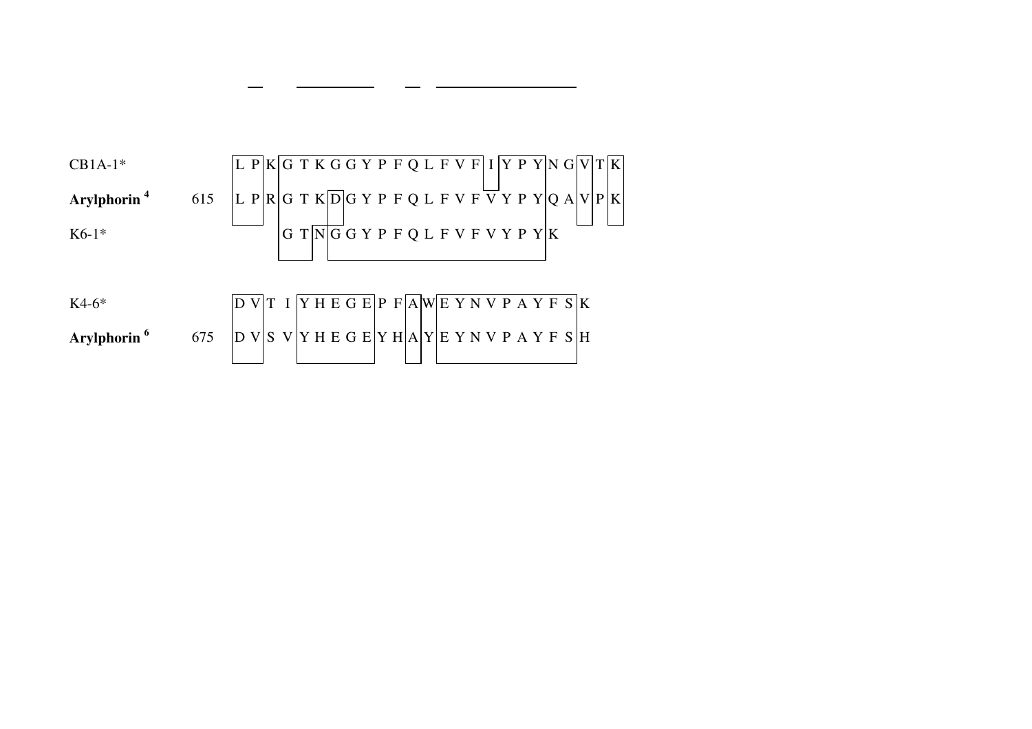| | | |
|---|---|---|
| CB1A-1* | | L P K G T K G G Y P F Q L F V F I Y P Y N G V T K |
| **Arylphorin** [4] | 615 | L P R G T K D G Y P F Q L F V F V Y P Y Q A V P K |
| K6-1* | | G T N G G Y P F Q L F V F V Y P Y K |

| | | |
|---|---|---|
| K4-6* | | D V T I Y H E G E P F A W E Y N V P A Y F S K |
| **Arylphorin** [6] | 675 | D V S V Y H E G E Y H A Y E Y N V P A Y F S H |